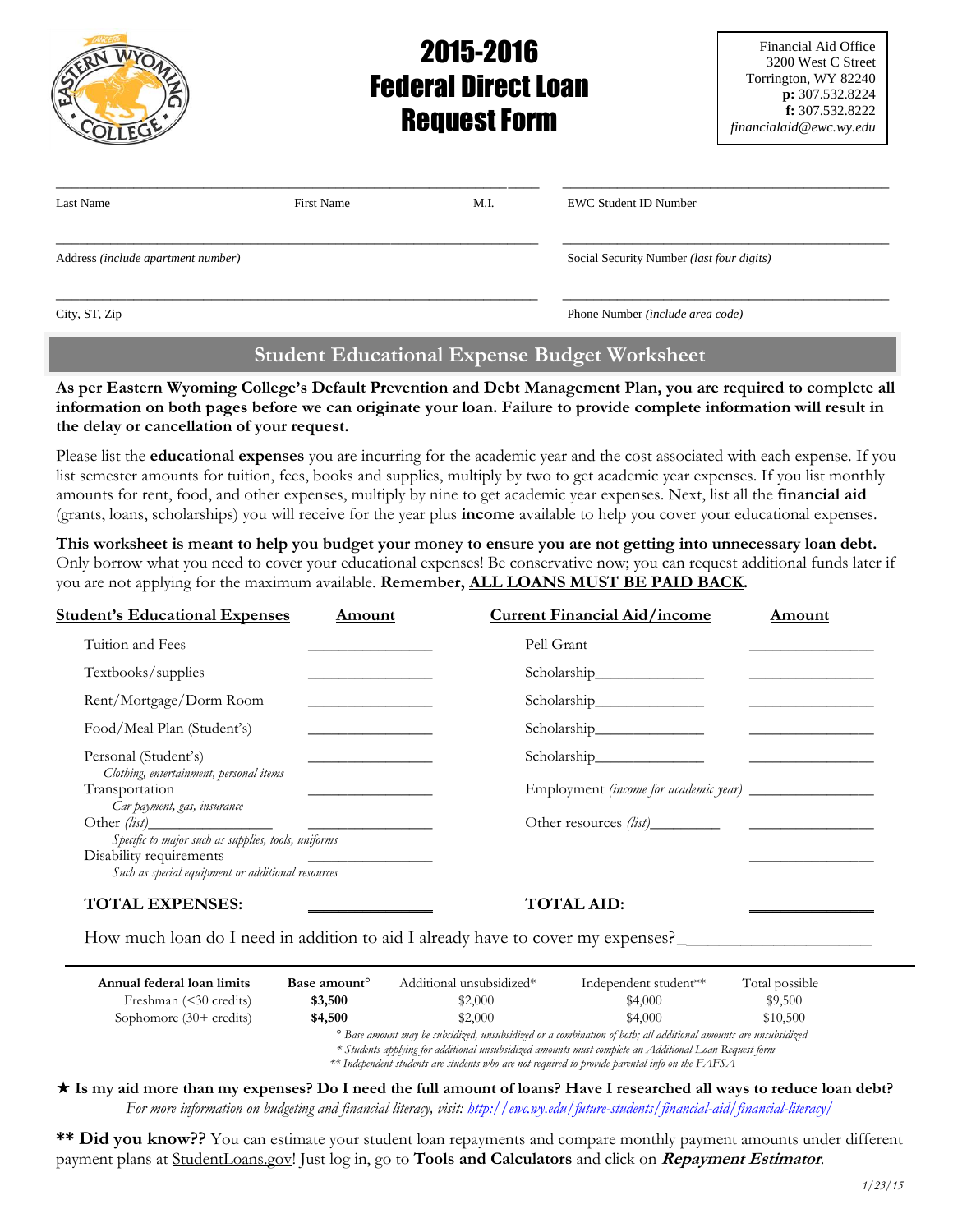# 2015-2016 Federal Direct Loan Request Form

Financial Aid Office
3200 West C Street
Torrington, WY 82240
**p:** 307.532.8224
**f:** 307.532.8222
*financialaid@ewc.wy.edu*

Last Name ________ First Name ________ M.I. ________ EWC Student ID Number ________

Address *(include apartment number)* ________ Social Security Number *(last four digits)* ________

City, ST, Zip ________ Phone Number *(include area code)* ________

## Student Educational Expense Budget Worksheet

**As per Eastern Wyoming College's Default Prevention and Debt Management Plan, you are required to complete all information on both pages before we can originate your loan. Failure to provide complete information will result in the delay or cancellation of your request.**

Please list the **educational expenses** you are incurring for the academic year and the cost associated with each expense. If you list semester amounts for tuition, fees, books and supplies, multiply by two to get academic year expenses. If you list monthly amounts for rent, food, and other expenses, multiply by nine to get academic year expenses. Next, list all the **financial aid** (grants, loans, scholarships) you will receive for the year plus **income** available to help you cover your educational expenses.

**This worksheet is meant to help you budget your money to ensure you are not getting into unnecessary loan debt.** Only borrow what you need to cover your educational expenses! Be conservative now; you can request additional funds later if you are not applying for the maximum available. **Remember, <u>ALL LOANS MUST BE PAID BACK</u>.**

| Student's Educational Expenses | Amount | Current Financial Aid/income | Amount |
|---|---|---|---|
| Tuition and Fees | ________ | Pell Grant | ________ |
| Textbooks/supplies | ________ | Scholarship________ | ________ |
| Rent/Mortgage/Dorm Room | ________ | Scholarship________ | ________ |
| Food/Meal Plan (Student's) | ________ | Scholarship________ | ________ |
| Personal (Student's) *Clothing, entertainment, personal items* | ________ | Scholarship________ | ________ |
| Transportation *Car payment, gas, insurance* | ________ | Employment *(income for academic year)* | ________ |
| Other *(list)*________ *Specific to major such as supplies, tools, uniforms* | ________ | Other resources *(list)*________ | ________ |
| Disability requirements *Such as special equipment or additional resources* | ________ | | ________ |
| **TOTAL EXPENSES:** | ________ | **TOTAL AID:** | ________ |

How much loan do I need in addition to aid I already have to cover my expenses?________

| Annual federal loan limits | Base amount° | Additional unsubsidized* | Independent student** | Total possible |
|---|---|---|---|---|
| Freshman (<30 credits) | **$3,500** | $2,000 | $4,000 | $9,500 |
| Sophomore (30+ credits) | **$4,500** | $2,000 | $4,000 | $10,500 |

*° Base amount may be subsidized, unsubsidized or a combination of both; all additional amounts are unsubsidized*
*\* Students applying for additional unsubsidized amounts must complete an Additional Loan Request form*
*\*\* Independent students are students who are not required to provide parental info on the FAFSA*

★ **Is my aid more than my expenses? Do I need the full amount of loans? Have I researched all ways to reduce loan debt?**
*For more information on budgeting and financial literacy, visit: http://ewc.wy.edu/future-students/financial-aid/financial-literacy/*

**\*\* Did you know??** You can estimate your student loan repayments and compare monthly payment amounts under different payment plans at <u>StudentLoans.gov</u>! Just log in, go to **Tools and Calculators** and click on ***Repayment Estimator***.

1/23/15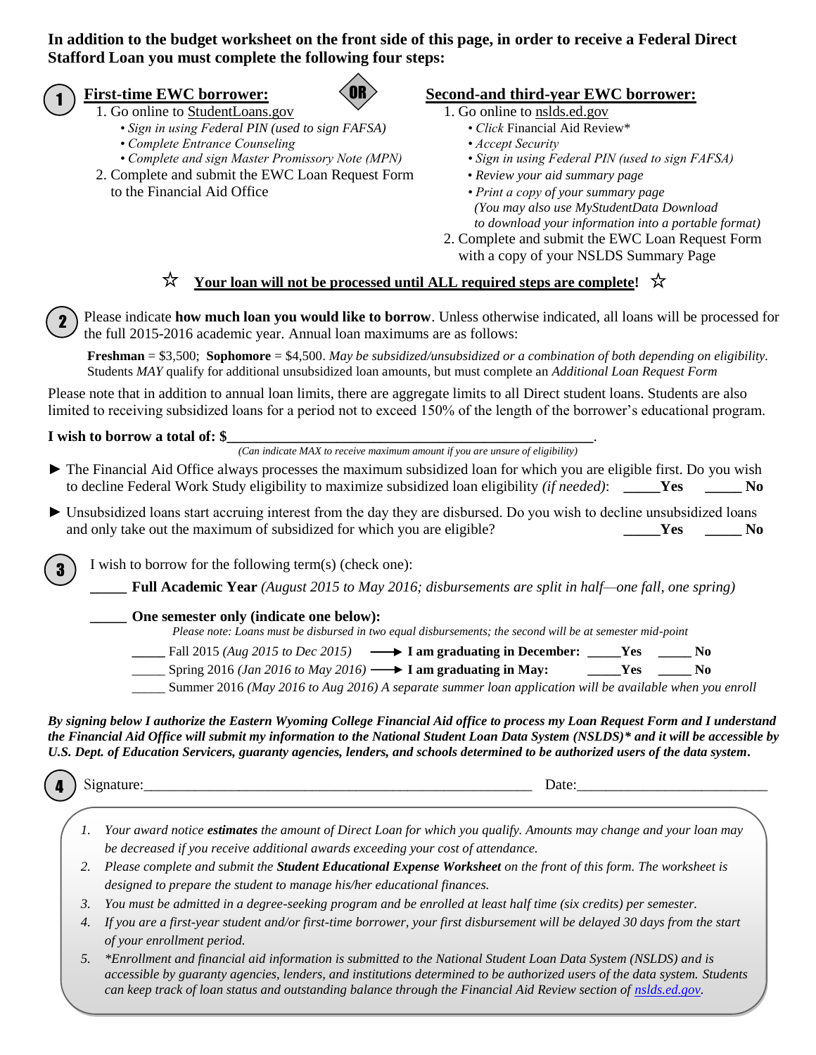**In addition to the budget worksheet on the front side of this page, in order to receive a Federal Direct Stafford Loan you must complete the following four steps:**

**1**

## First-time EWC borrower:

1. Go online to StudentLoans.gov
   - *Sign in using Federal PIN (used to sign FAFSA)*
   - *Complete Entrance Counseling*
   - *Complete and sign Master Promissory Note (MPN)*
2. Complete and submit the EWC Loan Request Form to the Financial Aid Office

**OR**

## Second-and third-year EWC borrower:

1. Go online to nslds.ed.gov
   - *Click* Financial Aid Review*
   - *Accept Security*
   - *Sign in using Federal PIN (used to sign FAFSA)*
   - *Review your aid summary page*
   - *Print a copy of your summary page*
     *(You may also use MyStudentData Download to download your information into a portable format)*
2. Complete and submit the EWC Loan Request Form with a copy of your NSLDS Summary Page

☆ **Your loan will not be processed until ALL required steps are complete!** ☆

**2** Please indicate **how much loan you would like to borrow**. Unless otherwise indicated, all loans will be processed for the full 2015-2016 academic year. Annual loan maximums are as follows:

**Freshman** = $3,500; **Sophomore** = $4,500. *May be subsidized/unsubsidized or a combination of both depending on eligibility.* Students *MAY* qualify for additional unsubsidized loan amounts, but must complete an *Additional Loan Request Form*

Please note that in addition to annual loan limits, there are aggregate limits to all Direct student loans. Students are also limited to receiving subsidized loans for a period not to exceed 150% of the length of the borrower's educational program.

**I wish to borrow a total of: $**_______________________________________________.
*(Can indicate MAX to receive maximum amount if you are unsure of eligibility)*

► The Financial Aid Office always processes the maximum subsidized loan for which you are eligible first. Do you wish to decline Federal Work Study eligibility to maximize subsidized loan eligibility *(if needed)*: **_____Yes _____ No**

► Unsubsidized loans start accruing interest from the day they are disbursed. Do you wish to decline unsubsidized loans and only take out the maximum of subsidized for which you are eligible? **_____Yes _____ No**

**3** I wish to borrow for the following term(s) (check one):

**_____ Full Academic Year** *(August 2015 to May 2016; disbursements are split in half—one fall, one spring)*

**_____ One semester only (indicate one below):**
*Please note: Loans must be disbursed in two equal disbursements; the second will be at semester mid-point*

- _____ Fall 2015 *(Aug 2015 to Dec 2015)* ⟶ **I am graduating in December: _____Yes _____ No**
- _____ Spring 2016 *(Jan 2016 to May 2016)* ⟶ **I am graduating in May: _____Yes _____ No**
- _____ Summer 2016 *(May 2016 to Aug 2016) A separate summer loan application will be available when you enroll*

***By signing below I authorize the Eastern Wyoming College Financial Aid office to process my Loan Request Form and I understand the Financial Aid Office will submit my information to the National Student Loan Data System (NSLDS)* and it will be accessible by U.S. Dept. of Education Servicers, guaranty agencies, lenders, and schools determined to be authorized users of the data system.***

**4** Signature:_______________________________________________ Date:_________________________

1. *Your award notice **estimates** the amount of Direct Loan for which you qualify. Amounts may change and your loan may be decreased if you receive additional awards exceeding your cost of attendance.*
2. *Please complete and submit the **Student Educational Expense Worksheet** on the front of this form. The worksheet is designed to prepare the student to manage his/her educational finances.*
3. *You must be admitted in a degree-seeking program and be enrolled at least half time (six credits) per semester.*
4. *If you are a first-year student and/or first-time borrower, your first disbursement will be delayed 30 days from the start of your enrollment period.*
5. **Enrollment and financial aid information is submitted to the National Student Loan Data System (NSLDS) and is accessible by guaranty agencies, lenders, and institutions determined to be authorized users of the data system. Students can keep track of loan status and outstanding balance through the Financial Aid Review section of nslds.ed.gov.*